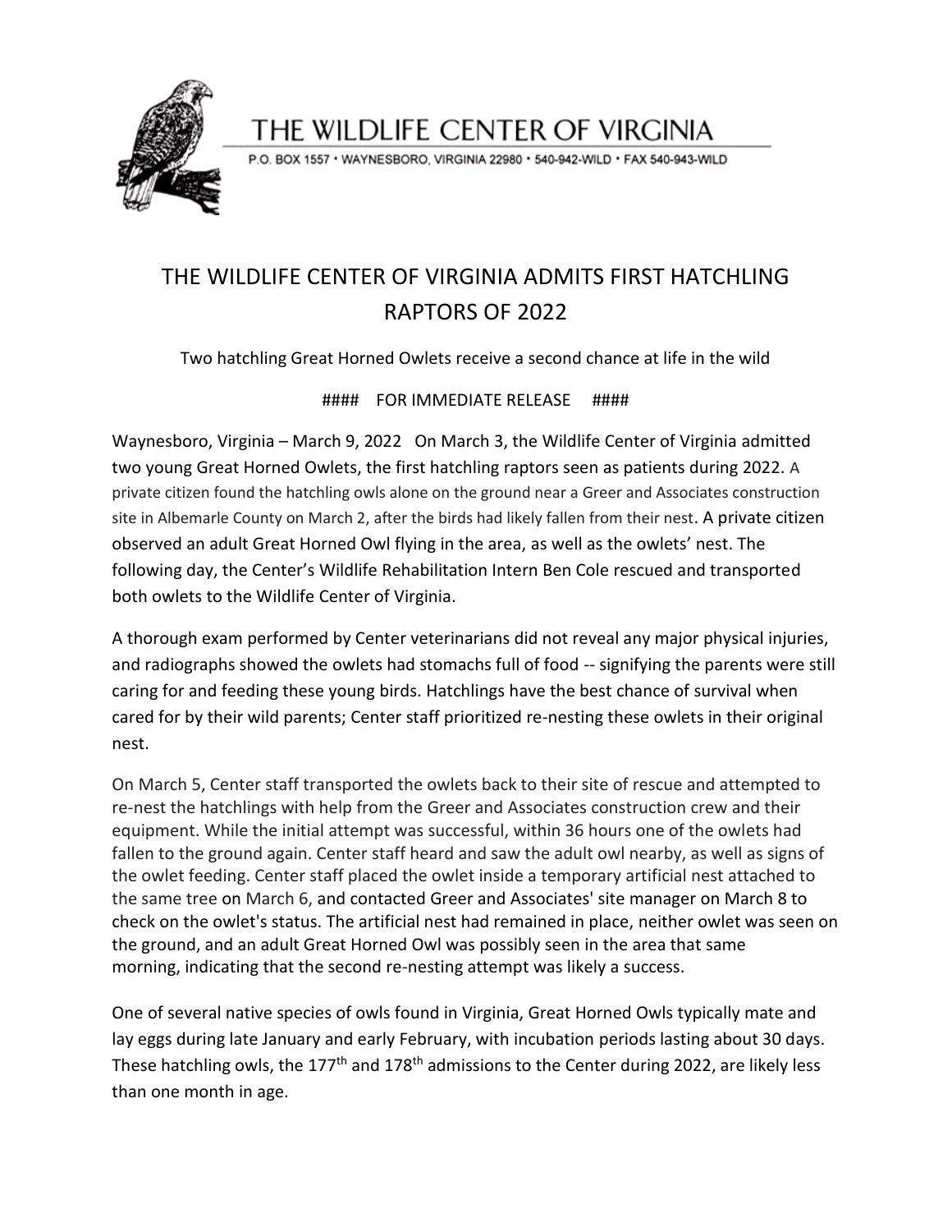# THE WILDLIFE CENTER OF VIRGINIA

P.O. BOX 1557 • WAYNESBORO, VIRGINIA 22980 • 540-942-WILD • FAX 540-943-WILD

## THE WILDLIFE CENTER OF VIRGINIA ADMITS FIRST HATCHLING RAPTORS OF 2022

Two hatchling Great Horned Owlets receive a second chance at life in the wild

#### FOR IMMEDIATE RELEASE ####

Waynesboro, Virginia – March 9, 2022 On March 3, the Wildlife Center of Virginia admitted two young Great Horned Owlets, the first hatchling raptors seen as patients during 2022. A private citizen found the hatchling owls alone on the ground near a Greer and Associates construction site in Albemarle County on March 2, after the birds had likely fallen from their nest. A private citizen observed an adult Great Horned Owl flying in the area, as well as the owlets' nest. The following day, the Center's Wildlife Rehabilitation Intern Ben Cole rescued and transported both owlets to the Wildlife Center of Virginia.

A thorough exam performed by Center veterinarians did not reveal any major physical injuries, and radiographs showed the owlets had stomachs full of food -- signifying the parents were still caring for and feeding these young birds. Hatchlings have the best chance of survival when cared for by their wild parents; Center staff prioritized re-nesting these owlets in their original nest.

On March 5, Center staff transported the owlets back to their site of rescue and attempted to re-nest the hatchlings with help from the Greer and Associates construction crew and their equipment. While the initial attempt was successful, within 36 hours one of the owlets had fallen to the ground again. Center staff heard and saw the adult owl nearby, as well as signs of the owlet feeding. Center staff placed the owlet inside a temporary artificial nest attached to the same tree on March 6, and contacted Greer and Associates' site manager on March 8 to check on the owlet's status. The artificial nest had remained in place, neither owlet was seen on the ground, and an adult Great Horned Owl was possibly seen in the area that same morning, indicating that the second re-nesting attempt was likely a success.

One of several native species of owls found in Virginia, Great Horned Owls typically mate and lay eggs during late January and early February, with incubation periods lasting about 30 days. These hatchling owls, the 177th and 178th admissions to the Center during 2022, are likely less than one month in age.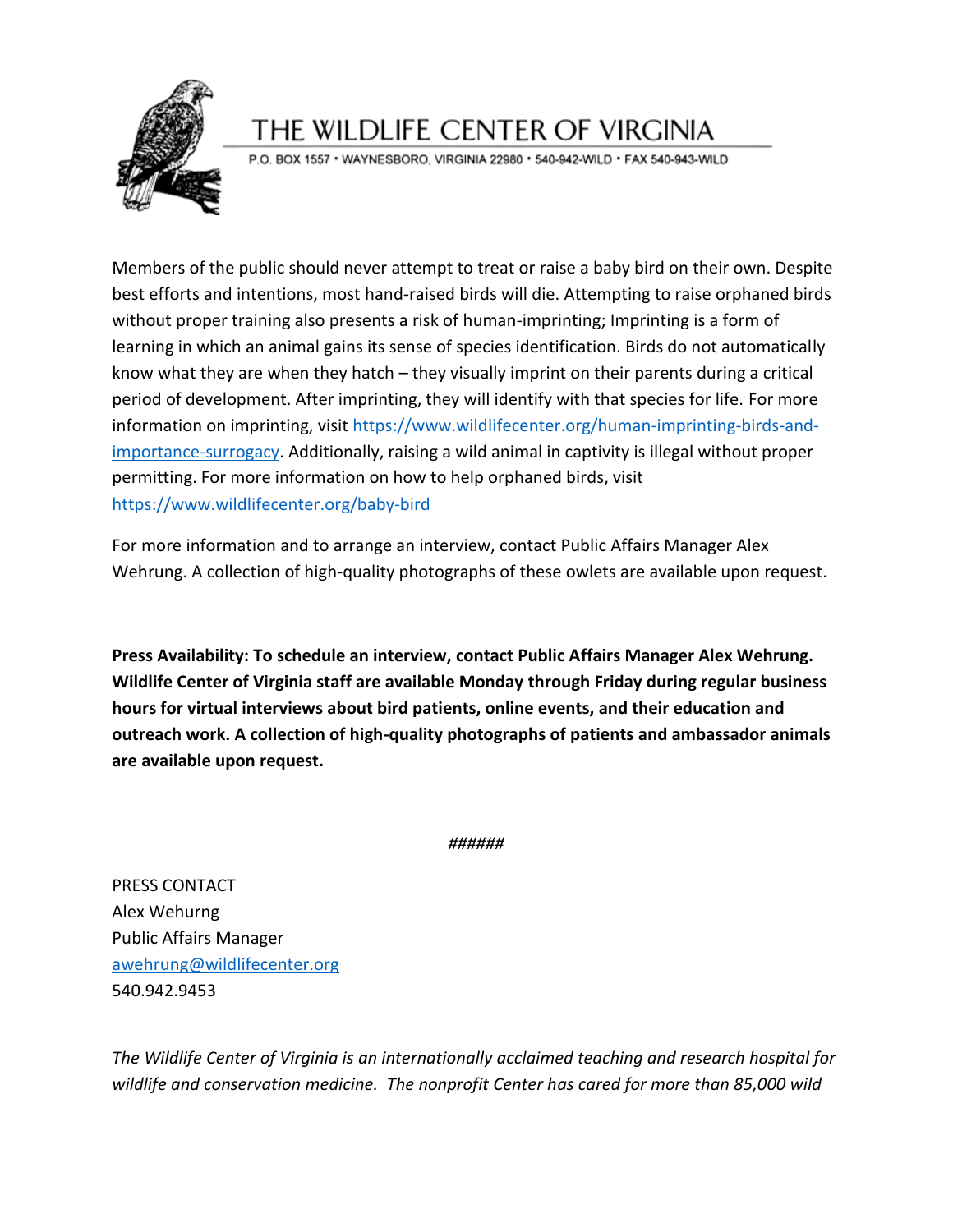# THE WILDLIFE CENTER OF VIRGINIA

P.O. BOX 1557 • WAYNESBORO, VIRGINIA 22980 • 540-942-WILD • FAX 540-943-WILD

Members of the public should never attempt to treat or raise a baby bird on their own. Despite best efforts and intentions, most hand-raised birds will die. Attempting to raise orphaned birds without proper training also presents a risk of human-imprinting; Imprinting is a form of learning in which an animal gains its sense of species identification. Birds do not automatically know what they are when they hatch – they visually imprint on their parents during a critical period of development. After imprinting, they will identify with that species for life. For more information on imprinting, visit [https://www.wildlifecenter.org/human-imprinting-birds-and-importance-surrogacy](https://www.wildlifecenter.org/human-imprinting-birds-and-importance-surrogacy). Additionally, raising a wild animal in captivity is illegal without proper permitting. For more information on how to help orphaned birds, visit [https://www.wildlifecenter.org/baby-bird](https://www.wildlifecenter.org/baby-bird)

For more information and to arrange an interview, contact Public Affairs Manager Alex Wehrung. A collection of high-quality photographs of these owlets are available upon request.

**Press Availability: To schedule an interview, contact Public Affairs Manager Alex Wehrung. Wildlife Center of Virginia staff are available Monday through Friday during regular business hours for virtual interviews about bird patients, online events, and their education and outreach work. A collection of high-quality photographs of patients and ambassador animals are available upon request.**

*######*

PRESS CONTACT
Alex Wehurng
Public Affairs Manager
[awehrung@wildlifecenter.org](mailto:awehrung@wildlifecenter.org)
540.942.9453

*The Wildlife Center of Virginia is an internationally acclaimed teaching and research hospital for wildlife and conservation medicine. The nonprofit Center has cared for more than 85,000 wild*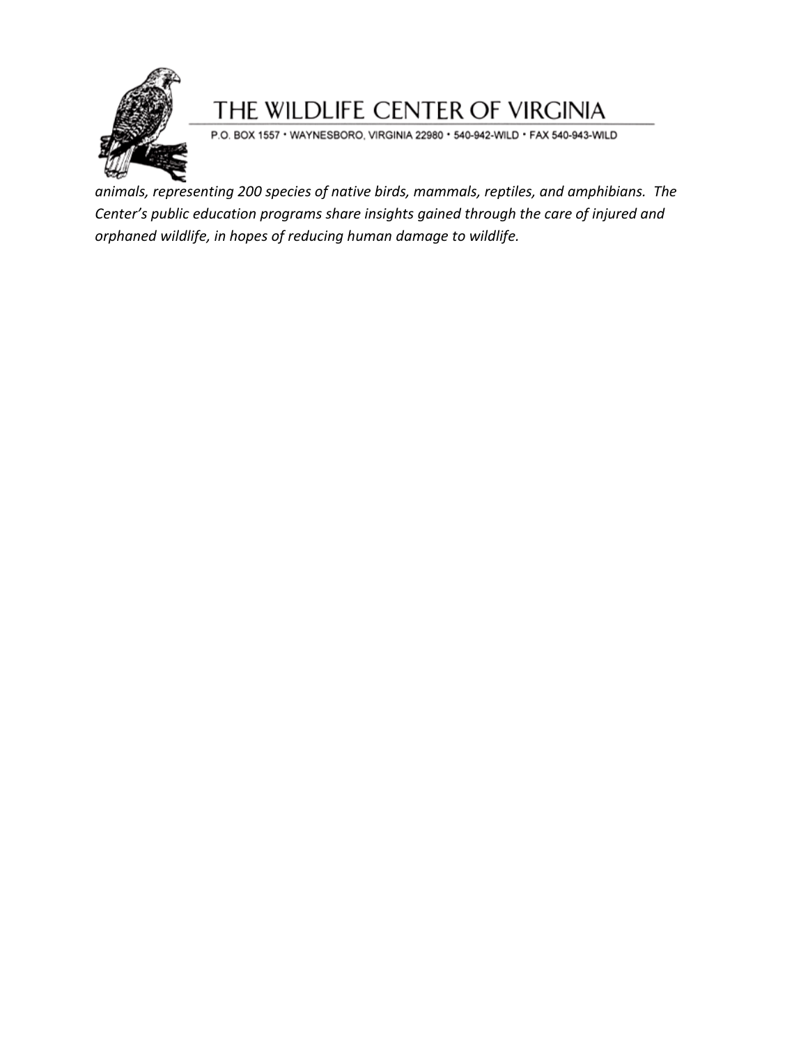*animals, representing 200 species of native birds, mammals, reptiles, and amphibians. The Center's public education programs share insights gained through the care of injured and orphaned wildlife, in hopes of reducing human damage to wildlife.*